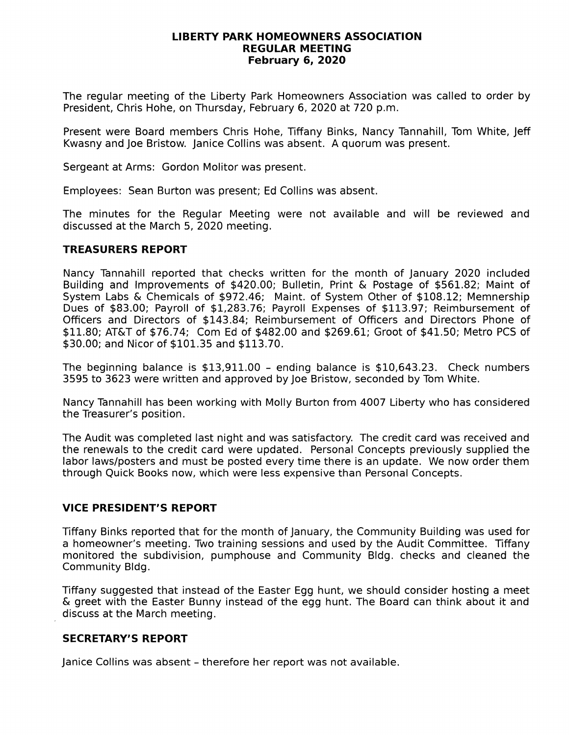# LIBERTY PARK HOMEOWNERS ASSOCIATION
## REGULAR MEETING
## February 6, 2020

The regular meeting of the Liberty Park Homeowners Association was called to order by President, Chris Hohe, on Thursday, February 6, 2020 at 720 p.m.

Present were Board members Chris Hohe, Tiffany Binks, Nancy Tannahill, Tom White, Jeff Kwasny and Joe Bristow. Janice Collins was absent. A quorum was present.

Sergeant at Arms: Gordon Molitor was present.

Employees: Sean Burton was present; Ed Collins was absent.

The minutes for the Regular Meeting were not available and will be reviewed and discussed at the March 5, 2020 meeting.

### TREASURERS REPORT

Nancy Tannahill reported that checks written for the month of January 2020 included Building and Improvements of $420.00; Bulletin, Print & Postage of $561.82; Maint of System Labs & Chemicals of $972.46; Maint. of System Other of $108.12; Memnership Dues of $83.00; Payroll of $1,283.76; Payroll Expenses of $113.97; Reimbursement of Officers and Directors of $143.84; Reimbursement of Officers and Directors Phone of $11.80; AT&T of $76.74; Com Ed of $482.00 and $269.61; Groot of $41.50; Metro PCS of $30.00; and Nicor of $101.35 and $113.70.

The beginning balance is $13,911.00 – ending balance is $10,643.23. Check numbers 3595 to 3623 were written and approved by Joe Bristow, seconded by Tom White.

Nancy Tannahill has been working with Molly Burton from 4007 Liberty who has considered the Treasurer's position.

The Audit was completed last night and was satisfactory. The credit card was received and the renewals to the credit card were updated. Personal Concepts previously supplied the labor laws/posters and must be posted every time there is an update. We now order them through Quick Books now, which were less expensive than Personal Concepts.

### VICE PRESIDENT'S REPORT

Tiffany Binks reported that for the month of January, the Community Building was used for a homeowner's meeting. Two training sessions and used by the Audit Committee. Tiffany monitored the subdivision, pumphouse and Community Bldg. checks and cleaned the Community Bldg.

Tiffany suggested that instead of the Easter Egg hunt, we should consider hosting a meet & greet with the Easter Bunny instead of the egg hunt. The Board can think about it and discuss at the March meeting.

### SECRETARY'S REPORT

Janice Collins was absent – therefore her report was not available.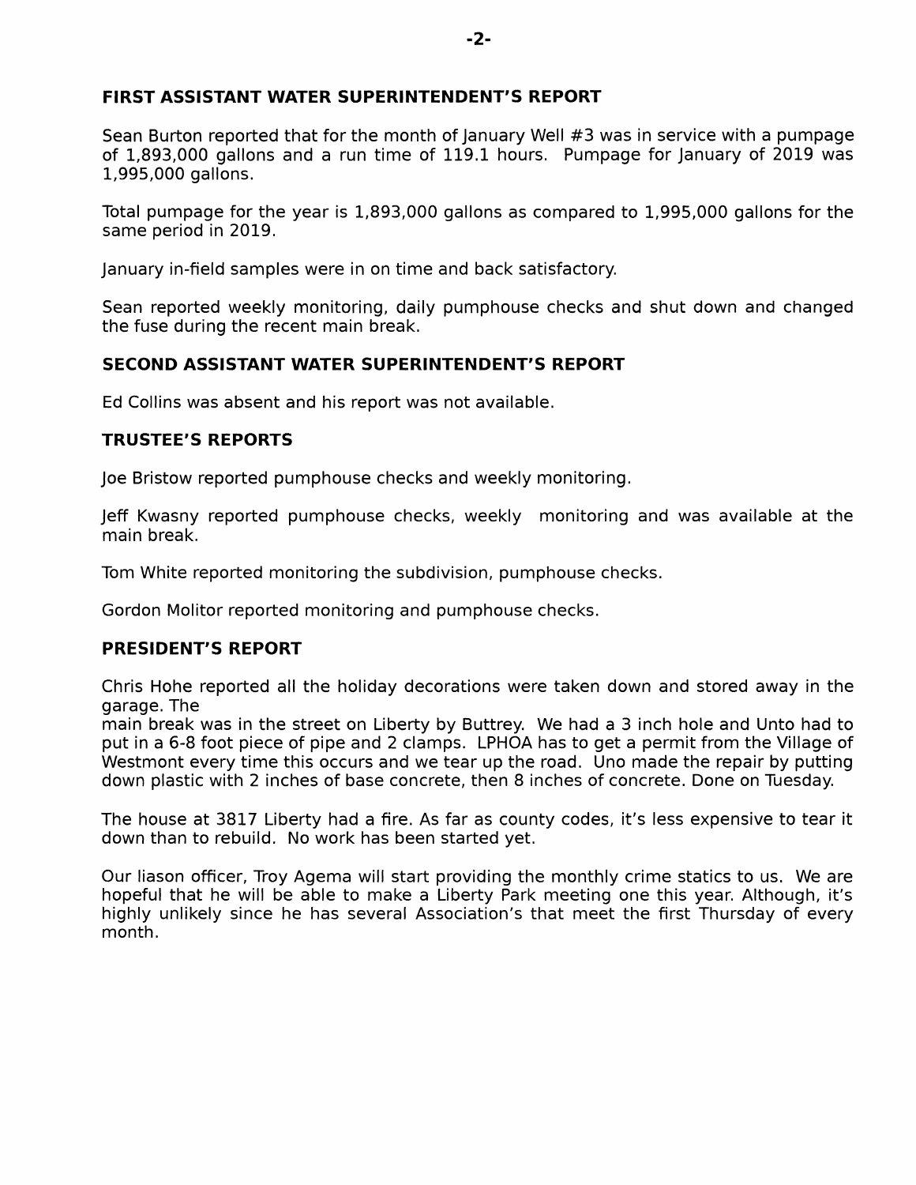## FIRST ASSISTANT WATER SUPERINTENDENT'S REPORT

Sean Burton reported that for the month of January Well #3 was in service with a pumpage of 1,893,000 gallons and a run time of 119.1 hours. Pumpage for January of 2019 was 1,995,000 gallons.

Total pumpage for the year is 1,893,000 gallons as compared to 1,995,000 gallons for the same period in 2019.

January in-field samples were in on time and back satisfactory.

Sean reported weekly monitoring, daily pumphouse checks and shut down and changed the fuse during the recent main break.

## SECOND ASSISTANT WATER SUPERINTENDENT'S REPORT

Ed Collins was absent and his report was not available.

## TRUSTEE'S REPORTS

Joe Bristow reported pumphouse checks and weekly monitoring.

Jeff Kwasny reported pumphouse checks, weekly monitoring and was available at the main break.

Tom White reported monitoring the subdivision, pumphouse checks.

Gordon Molitor reported monitoring and pumphouse checks.

## PRESIDENT'S REPORT

Chris Hohe reported all the holiday decorations were taken down and stored away in the garage. The
main break was in the street on Liberty by Buttrey. We had a 3 inch hole and Unto had to put in a 6-8 foot piece of pipe and 2 clamps. LPHOA has to get a permit from the Village of Westmont every time this occurs and we tear up the road. Uno made the repair by putting down plastic with 2 inches of base concrete, then 8 inches of concrete. Done on Tuesday.

The house at 3817 Liberty had a fire. As far as county codes, it's less expensive to tear it down than to rebuild. No work has been started yet.

Our liason officer, Troy Agema will start providing the monthly crime statics to us. We are hopeful that he will be able to make a Liberty Park meeting one this year. Although, it's highly unlikely since he has several Association's that meet the first Thursday of every month.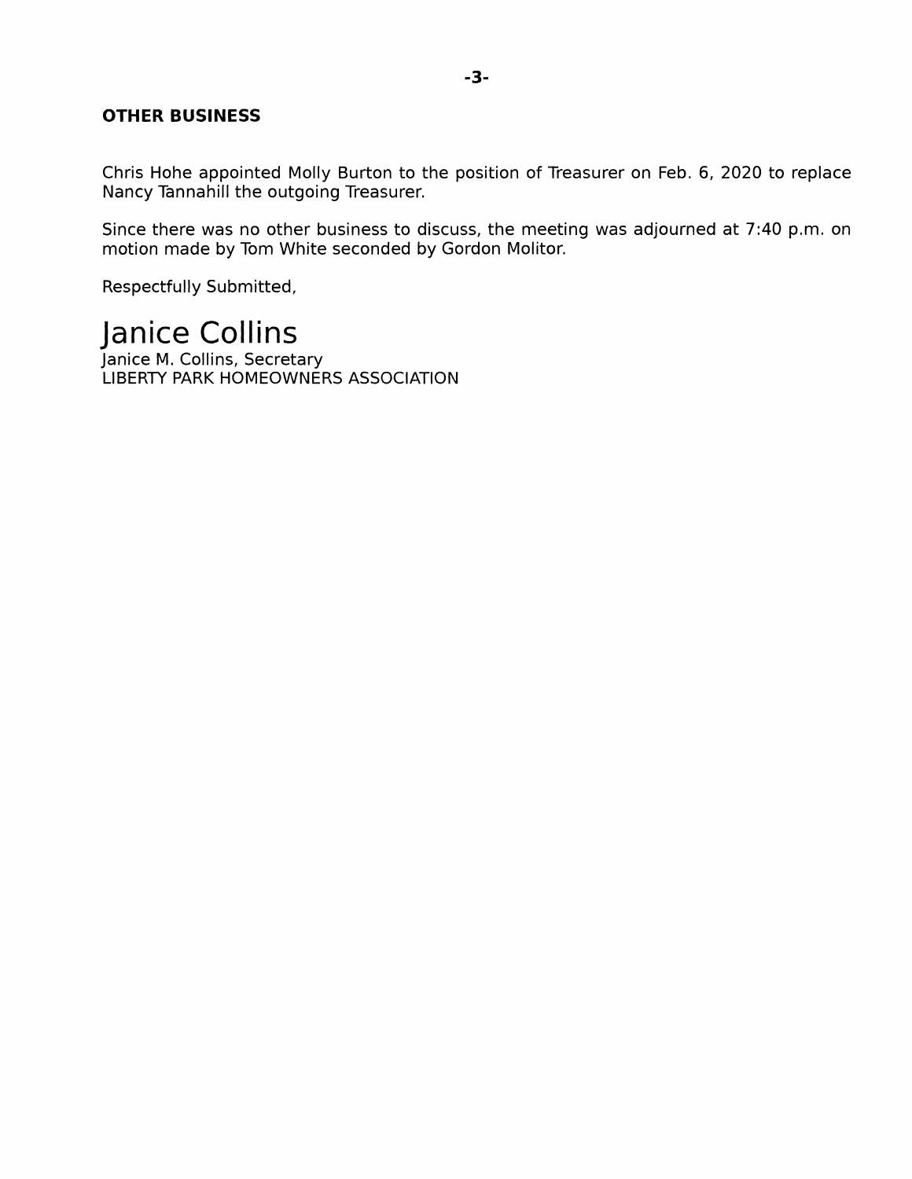**OTHER BUSINESS**

Chris Hohe appointed Molly Burton to the position of Treasurer on Feb. 6, 2020 to replace Nancy Tannahill the outgoing Treasurer.

Since there was no other business to discuss, the meeting was adjourned at 7:40 p.m. on motion made by Tom White seconded by Gordon Molitor.

Respectfully Submitted,

Janice Collins

Janice M. Collins, Secretary
LIBERTY PARK HOMEOWNERS ASSOCIATION